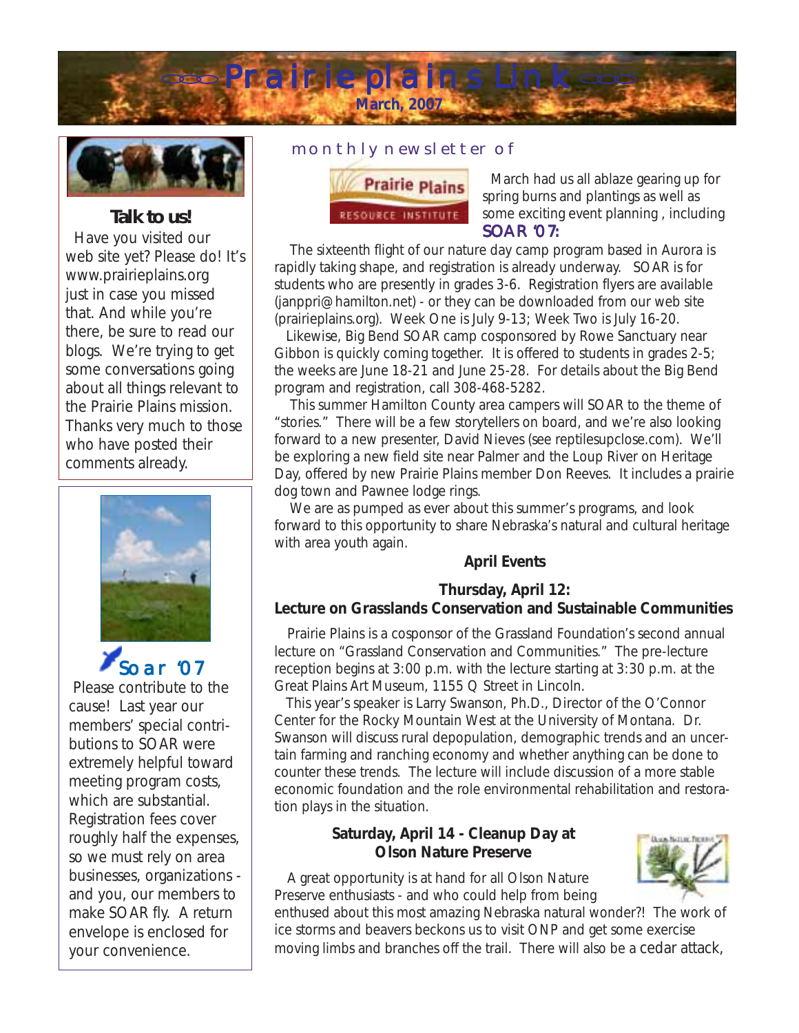# Prairie plains Link

**March, 2007**

monthly newsletter of Prairie Plains Resource Institute

March had us all ablaze gearing up for spring burns and plantings as well as some exciting event planning , including

## SOAR '07:

The sixteenth flight of our nature day camp program based in Aurora is rapidly taking shape, and registration is already underway. SOAR is for students who are presently in grades 3-6. Registration flyers are available (janppri@hamilton.net) - or they can be downloaded from our web site (prairieplains.org). Week One is July 9-13; Week Two is July 16-20.

Likewise, Big Bend SOAR camp cosponsored by Rowe Sanctuary near Gibbon is quickly coming together. It is offered to students in grades 2-5; the weeks are June 18-21 and June 25-28. For details about the Big Bend program and registration, call 308-468-5282.

This summer Hamilton County area campers will SOAR to the theme of "stories." There will be a few storytellers on board, and we're also looking forward to a new presenter, David Nieves (see reptilesupclose.com). We'll be exploring a new field site near Palmer and the Loup River on Heritage Day, offered by new Prairie Plains member Don Reeves. It includes a prairie dog town and Pawnee lodge rings.

We are as pumped as ever about this summer's programs, and look forward to this opportunity to share Nebraska's natural and cultural heritage with area youth again.

### April Events

#### Thursday, April 12: Lecture on Grasslands Conservation and Sustainable Communities

Prairie Plains is a cosponsor of the Grassland Foundation's second annual lecture on "Grassland Conservation and Communities." The pre-lecture reception begins at 3:00 p.m. with the lecture starting at 3:30 p.m. at the Great Plains Art Museum, 1155 Q Street in Lincoln.

This year's speaker is Larry Swanson, Ph.D., Director of the O'Connor Center for the Rocky Mountain West at the University of Montana. Dr. Swanson will discuss rural depopulation, demographic trends and an uncertain farming and ranching economy and whether anything can be done to counter these trends. The lecture will include discussion of a more stable economic foundation and the role environmental rehabilitation and restoration plays in the situation.

#### Saturday, April 14 - Cleanup Day at Olson Nature Preserve

A great opportunity is at hand for all Olson Nature Preserve enthusiasts - and who could help from being enthused about this most amazing Nebraska natural wonder?! The work of ice storms and beavers beckons us to visit ONP and get some exercise moving limbs and branches off the trail. There will also be a cedar attack,

---

**Talk to us!**

Have you visited our web site yet? Please do! It's www.prairieplains.org just in case you missed that. And while you're there, be sure to read our blogs. We're trying to get some conversations going about all things relevant to the Prairie Plains mission. Thanks very much to those who have posted their comments already.

---

**Soar '07**

Please contribute to the cause! Last year our members' special contributions to SOAR were extremely helpful toward meeting program costs, which are substantial. Registration fees cover roughly half the expenses, so we must rely on area businesses, organizations - and you, our members to make SOAR fly. A return envelope is enclosed for your convenience.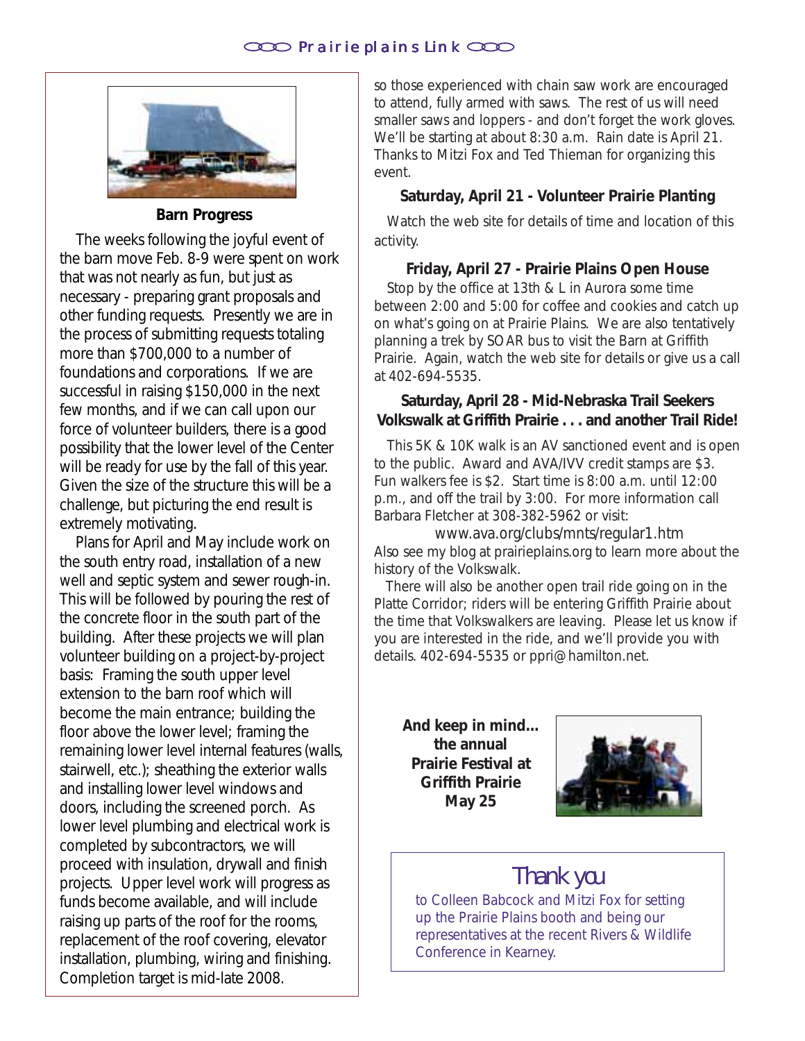**Barn Progress**

The weeks following the joyful event of the barn move Feb. 8-9 were spent on work that was not nearly as fun, but just as necessary - preparing grant proposals and other funding requests. Presently we are in the process of submitting requests totaling more than $700,000 to a number of foundations and corporations. If we are successful in raising $150,000 in the next few months, and if we can call upon our force of volunteer builders, there is a good possibility that the lower level of the Center will be ready for use by the fall of this year. Given the size of the structure this will be a challenge, but picturing the end result is extremely motivating.

Plans for April and May include work on the south entry road, installation of a new well and septic system and sewer rough-in. This will be followed by pouring the rest of the concrete floor in the south part of the building. After these projects we will plan volunteer building on a project-by-project basis: Framing the south upper level extension to the barn roof which will become the main entrance; building the floor above the lower level; framing the remaining lower level internal features (walls, stairwell, etc.); sheathing the exterior walls and installing lower level windows and doors, including the screened porch. As lower level plumbing and electrical work is completed by subcontractors, we will proceed with insulation, drywall and finish projects. Upper level work will progress as funds become available, and will include raising up parts of the roof for the rooms, replacement of the roof covering, elevator installation, plumbing, wiring and finishing. Completion target is mid-late 2008.

so those experienced with chain saw work are encouraged to attend, fully armed with saws. The rest of us will need smaller saws and loppers - and don't forget the work gloves. We'll be starting at about 8:30 a.m. Rain date is April 21. Thanks to Mitzi Fox and Ted Thieman for organizing this event.

**Saturday, April 21 - Volunteer Prairie Planting**

Watch the web site for details of time and location of this activity.

**Friday, April 27 - Prairie Plains Open House**

Stop by the office at 13th & L in Aurora some time between 2:00 and 5:00 for coffee and cookies and catch up on what's going on at Prairie Plains. We are also tentatively planning a trek by SOAR bus to visit the Barn at Griffith Prairie. Again, watch the web site for details or give us a call at 402-694-5535.

**Saturday, April 28 - Mid-Nebraska Trail Seekers Volkswalk at Griffith Prairie . . . and another Trail Ride!**

This 5K & 10K walk is an AV sanctioned event and is open to the public. Award and AVA/IVV credit stamps are $3. Fun walkers fee is $2. Start time is 8:00 a.m. until 12:00 p.m., and off the trail by 3:00. For more information call Barbara Fletcher at 308-382-5962 or visit:

www.ava.org/clubs/mnts/regular1.htm

Also see my blog at prairieplains.org to learn more about the history of the Volkswalk.

There will also be another open trail ride going on in the Platte Corridor; riders will be entering Griffith Prairie about the time that Volkswalkers are leaving. Please let us know if you are interested in the ride, and we'll provide you with details. 402-694-5535 or ppri@hamilton.net.

**And keep in mind... the annual Prairie Festival at Griffith Prairie May 25**

## Thank you

to Colleen Babcock and Mitzi Fox for setting up the Prairie Plains booth and being our representatives at the recent Rivers & Wildlife Conference in Kearney.